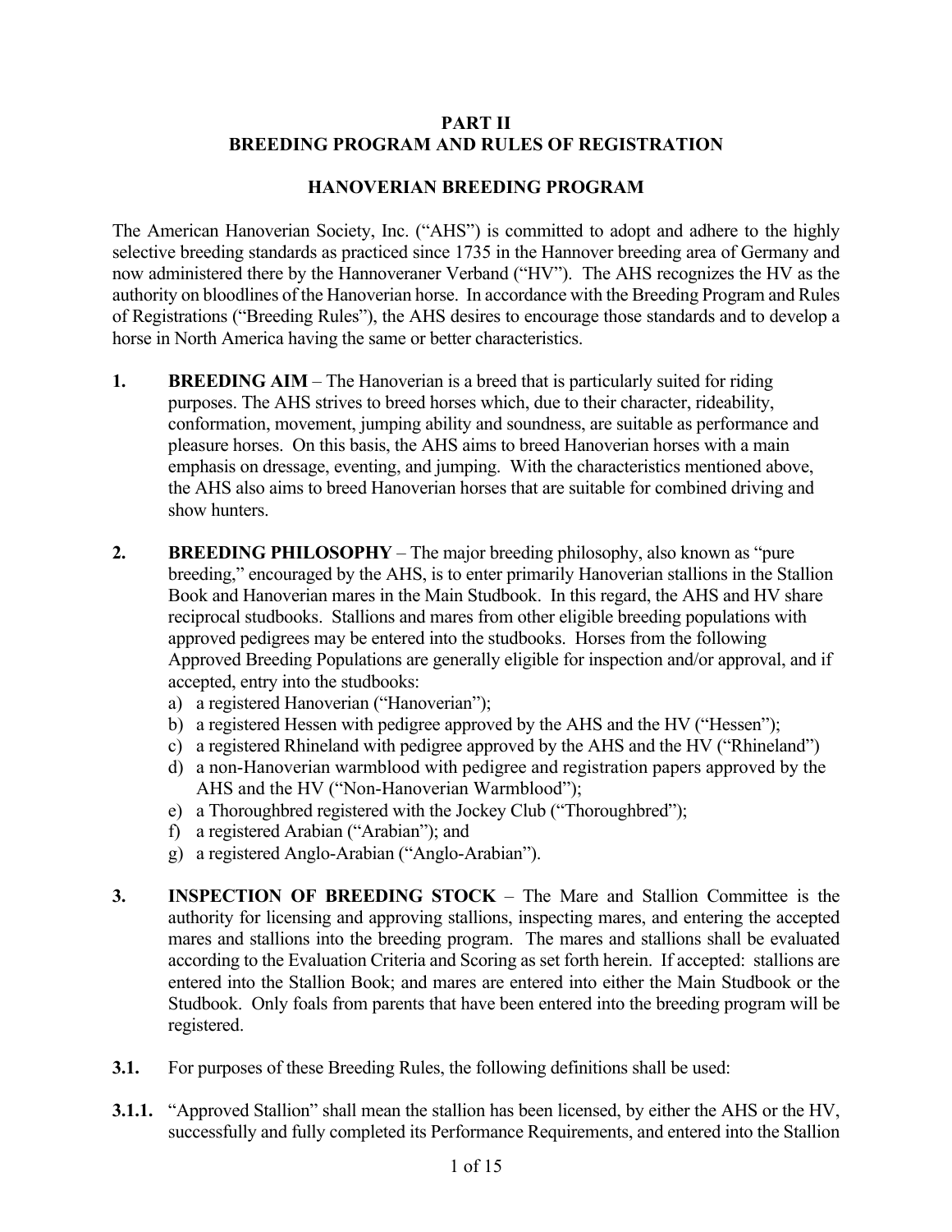# PART II
# BREEDING PROGRAM AND RULES OF REGISTRATION

## HANOVERIAN BREEDING PROGRAM

The American Hanoverian Society, Inc. ("AHS") is committed to adopt and adhere to the highly selective breeding standards as practiced since 1735 in the Hannover breeding area of Germany and now administered there by the Hannoveraner Verband ("HV"). The AHS recognizes the HV as the authority on bloodlines of the Hanoverian horse. In accordance with the Breeding Program and Rules of Registrations ("Breeding Rules"), the AHS desires to encourage those standards and to develop a horse in North America having the same or better characteristics.

**1. BREEDING AIM** – The Hanoverian is a breed that is particularly suited for riding purposes. The AHS strives to breed horses which, due to their character, rideability, conformation, movement, jumping ability and soundness, are suitable as performance and pleasure horses. On this basis, the AHS aims to breed Hanoverian horses with a main emphasis on dressage, eventing, and jumping. With the characteristics mentioned above, the AHS also aims to breed Hanoverian horses that are suitable for combined driving and show hunters.

**2. BREEDING PHILOSOPHY** – The major breeding philosophy, also known as "pure breeding," encouraged by the AHS, is to enter primarily Hanoverian stallions in the Stallion Book and Hanoverian mares in the Main Studbook. In this regard, the AHS and HV share reciprocal studbooks. Stallions and mares from other eligible breeding populations with approved pedigrees may be entered into the studbooks. Horses from the following Approved Breeding Populations are generally eligible for inspection and/or approval, and if accepted, entry into the studbooks:

a) a registered Hanoverian ("Hanoverian");
b) a registered Hessen with pedigree approved by the AHS and the HV ("Hessen");
c) a registered Rhineland with pedigree approved by the AHS and the HV ("Rhineland")
d) a non-Hanoverian warmblood with pedigree and registration papers approved by the AHS and the HV ("Non-Hanoverian Warmblood");
e) a Thoroughbred registered with the Jockey Club ("Thoroughbred");
f) a registered Arabian ("Arabian"); and
g) a registered Anglo-Arabian ("Anglo-Arabian").

**3. INSPECTION OF BREEDING STOCK** – The Mare and Stallion Committee is the authority for licensing and approving stallions, inspecting mares, and entering the accepted mares and stallions into the breeding program. The mares and stallions shall be evaluated according to the Evaluation Criteria and Scoring as set forth herein. If accepted: stallions are entered into the Stallion Book; and mares are entered into either the Main Studbook or the Studbook. Only foals from parents that have been entered into the breeding program will be registered.

**3.1.** For purposes of these Breeding Rules, the following definitions shall be used:

**3.1.1.** "Approved Stallion" shall mean the stallion has been licensed, by either the AHS or the HV, successfully and fully completed its Performance Requirements, and entered into the Stallion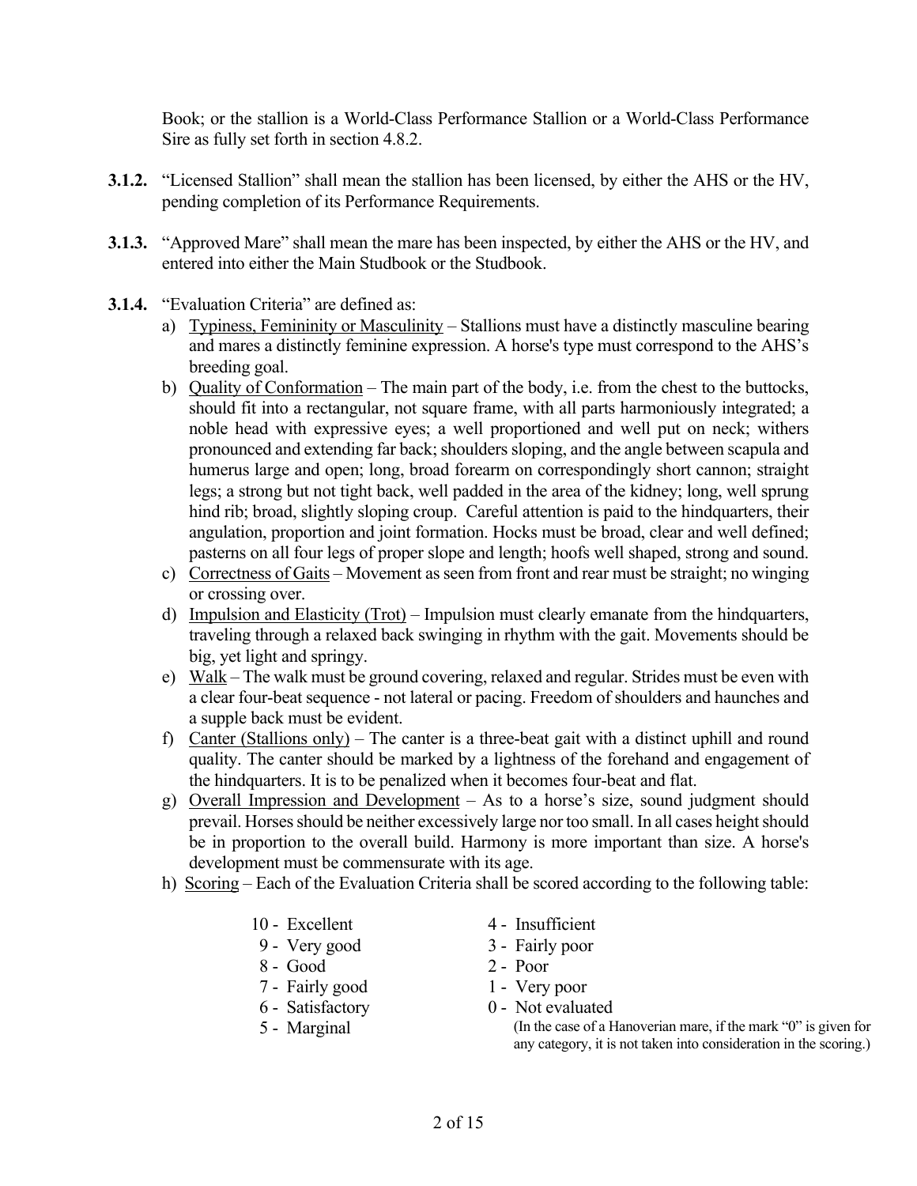Book; or the stallion is a World-Class Performance Stallion or a World-Class Performance Sire as fully set forth in section 4.8.2.

**3.1.2.** "Licensed Stallion" shall mean the stallion has been licensed, by either the AHS or the HV, pending completion of its Performance Requirements.

**3.1.3.** "Approved Mare" shall mean the mare has been inspected, by either the AHS or the HV, and entered into either the Main Studbook or the Studbook.

**3.1.4.** "Evaluation Criteria" are defined as:

a) Typiness, Femininity or Masculinity – Stallions must have a distinctly masculine bearing and mares a distinctly feminine expression. A horse's type must correspond to the AHS's breeding goal.

b) Quality of Conformation – The main part of the body, i.e. from the chest to the buttocks, should fit into a rectangular, not square frame, with all parts harmoniously integrated; a noble head with expressive eyes; a well proportioned and well put on neck; withers pronounced and extending far back; shoulders sloping, and the angle between scapula and humerus large and open; long, broad forearm on correspondingly short cannon; straight legs; a strong but not tight back, well padded in the area of the kidney; long, well sprung hind rib; broad, slightly sloping croup. Careful attention is paid to the hindquarters, their angulation, proportion and joint formation. Hocks must be broad, clear and well defined; pasterns on all four legs of proper slope and length; hoofs well shaped, strong and sound.

c) Correctness of Gaits – Movement as seen from front and rear must be straight; no winging or crossing over.

d) Impulsion and Elasticity (Trot) – Impulsion must clearly emanate from the hindquarters, traveling through a relaxed back swinging in rhythm with the gait. Movements should be big, yet light and springy.

e) Walk – The walk must be ground covering, relaxed and regular. Strides must be even with a clear four-beat sequence - not lateral or pacing. Freedom of shoulders and haunches and a supple back must be evident.

f) Canter (Stallions only) – The canter is a three-beat gait with a distinct uphill and round quality. The canter should be marked by a lightness of the forehand and engagement of the hindquarters. It is to be penalized when it becomes four-beat and flat.

g) Overall Impression and Development – As to a horse's size, sound judgment should prevail. Horses should be neither excessively large nor too small. In all cases height should be in proportion to the overall build. Harmony is more important than size. A horse's development must be commensurate with its age.

h) Scoring – Each of the Evaluation Criteria shall be scored according to the following table:

| | |
|---|---|
| 10 - Excellent | 4 - Insufficient |
| 9 - Very good | 3 - Fairly poor |
| 8 - Good | 2 - Poor |
| 7 - Fairly good | 1 - Very poor |
| 6 - Satisfactory | 0 - Not evaluated |
| 5 - Marginal | (In the case of a Hanoverian mare, if the mark "0" is given for any category, it is not taken into consideration in the scoring.) |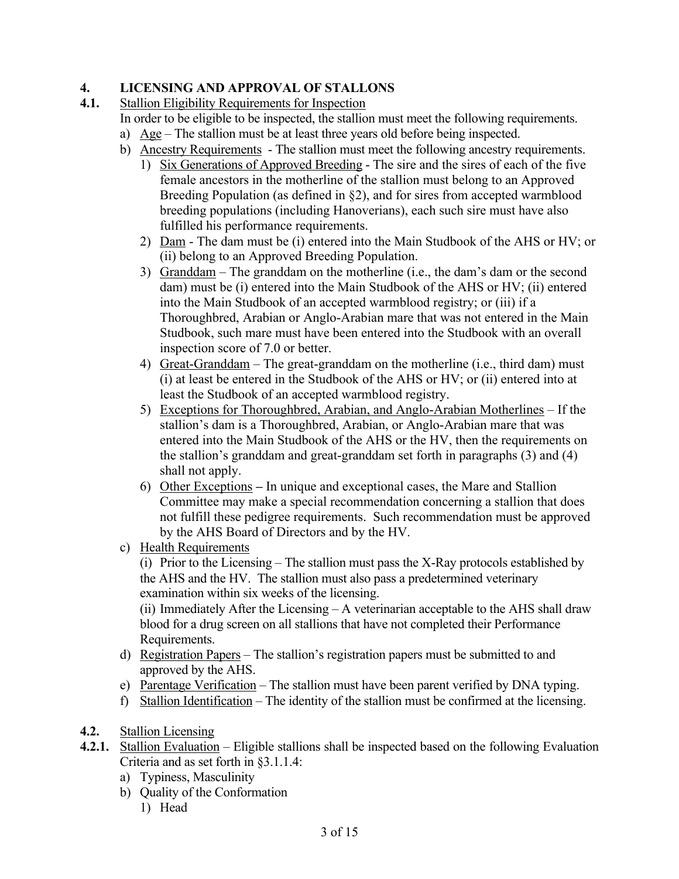## 4. LICENSING AND APPROVAL OF STALLONS

**4.1.** Stallion Eligibility Requirements for Inspection

In order to be eligible to be inspected, the stallion must meet the following requirements.

a) Age – The stallion must be at least three years old before being inspected.

b) Ancestry Requirements - The stallion must meet the following ancestry requirements.

1) Six Generations of Approved Breeding - The sire and the sires of each of the five female ancestors in the motherline of the stallion must belong to an Approved Breeding Population (as defined in §2), and for sires from accepted warmblood breeding populations (including Hanoverians), each such sire must have also fulfilled his performance requirements.

2) Dam - The dam must be (i) entered into the Main Studbook of the AHS or HV; or (ii) belong to an Approved Breeding Population.

3) Granddam – The granddam on the motherline (i.e., the dam's dam or the second dam) must be (i) entered into the Main Studbook of the AHS or HV; (ii) entered into the Main Studbook of an accepted warmblood registry; or (iii) if a Thoroughbred, Arabian or Anglo-Arabian mare that was not entered in the Main Studbook, such mare must have been entered into the Studbook with an overall inspection score of 7.0 or better.

4) Great-Granddam – The great-granddam on the motherline (i.e., third dam) must (i) at least be entered in the Studbook of the AHS or HV; or (ii) entered into at least the Studbook of an accepted warmblood registry.

5) Exceptions for Thoroughbred, Arabian, and Anglo-Arabian Motherlines – If the stallion's dam is a Thoroughbred, Arabian, or Anglo-Arabian mare that was entered into the Main Studbook of the AHS or the HV, then the requirements on the stallion's granddam and great-granddam set forth in paragraphs (3) and (4) shall not apply.

6) Other Exceptions **–** In unique and exceptional cases, the Mare and Stallion Committee may make a special recommendation concerning a stallion that does not fulfill these pedigree requirements. Such recommendation must be approved by the AHS Board of Directors and by the HV.

c) Health Requirements

(i) Prior to the Licensing – The stallion must pass the X-Ray protocols established by the AHS and the HV. The stallion must also pass a predetermined veterinary examination within six weeks of the licensing.

(ii) Immediately After the Licensing – A veterinarian acceptable to the AHS shall draw blood for a drug screen on all stallions that have not completed their Performance Requirements.

d) Registration Papers – The stallion's registration papers must be submitted to and approved by the AHS.

e) Parentage Verification – The stallion must have been parent verified by DNA typing.

f) Stallion Identification – The identity of the stallion must be confirmed at the licensing.

**4.2.** Stallion Licensing

**4.2.1.** Stallion Evaluation – Eligible stallions shall be inspected based on the following Evaluation Criteria and as set forth in §3.1.1.4:

a) Typiness, Masculinity

b) Quality of the Conformation

1) Head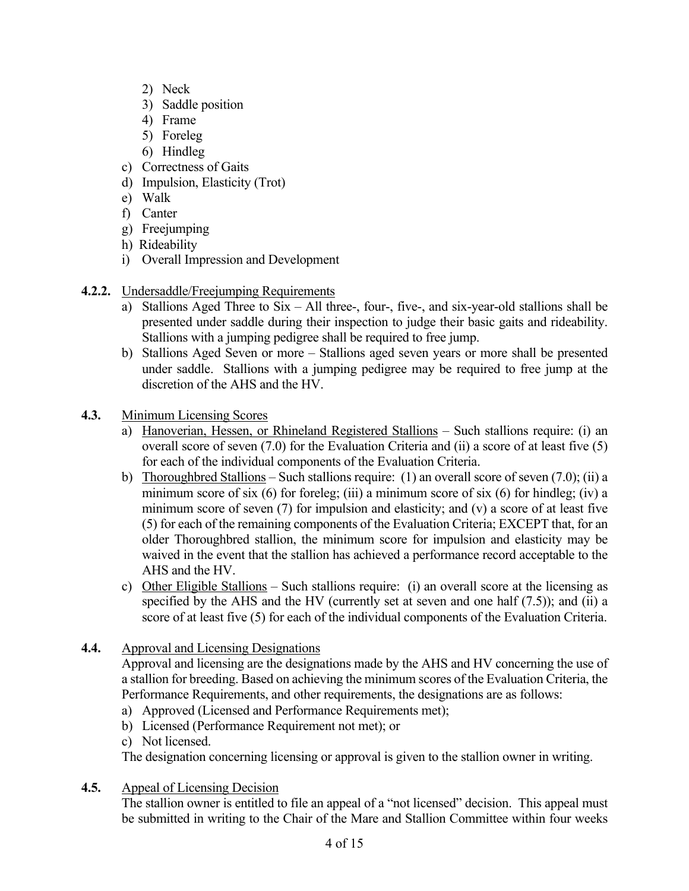2) Neck
   3) Saddle position
   4) Frame
   5) Foreleg
   6) Hindleg

c) Correctness of Gaits
d) Impulsion, Elasticity (Trot)
e) Walk
f) Canter
g) Freejumping
h) Rideability
i) Overall Impression and Development

**4.2.2.** Undersaddle/Freejumping Requirements

a) Stallions Aged Three to Six – All three-, four-, five-, and six-year-old stallions shall be presented under saddle during their inspection to judge their basic gaits and rideability. Stallions with a jumping pedigree shall be required to free jump.
b) Stallions Aged Seven or more – Stallions aged seven years or more shall be presented under saddle. Stallions with a jumping pedigree may be required to free jump at the discretion of the AHS and the HV.

**4.3.** Minimum Licensing Scores

a) Hanoverian, Hessen, or Rhineland Registered Stallions – Such stallions require: (i) an overall score of seven (7.0) for the Evaluation Criteria and (ii) a score of at least five (5) for each of the individual components of the Evaluation Criteria.
b) Thoroughbred Stallions – Such stallions require: (1) an overall score of seven (7.0); (ii) a minimum score of six (6) for foreleg; (iii) a minimum score of six (6) for hindleg; (iv) a minimum score of seven (7) for impulsion and elasticity; and (v) a score of at least five (5) for each of the remaining components of the Evaluation Criteria; EXCEPT that, for an older Thoroughbred stallion, the minimum score for impulsion and elasticity may be waived in the event that the stallion has achieved a performance record acceptable to the AHS and the HV.
c) Other Eligible Stallions – Such stallions require: (i) an overall score at the licensing as specified by the AHS and the HV (currently set at seven and one half (7.5)); and (ii) a score of at least five (5) for each of the individual components of the Evaluation Criteria.

**4.4.** Approval and Licensing Designations

Approval and licensing are the designations made by the AHS and HV concerning the use of a stallion for breeding. Based on achieving the minimum scores of the Evaluation Criteria, the Performance Requirements, and other requirements, the designations are as follows:

a) Approved (Licensed and Performance Requirements met);
b) Licensed (Performance Requirement not met); or
c) Not licensed.

The designation concerning licensing or approval is given to the stallion owner in writing.

**4.5.** Appeal of Licensing Decision

The stallion owner is entitled to file an appeal of a "not licensed" decision. This appeal must be submitted in writing to the Chair of the Mare and Stallion Committee within four weeks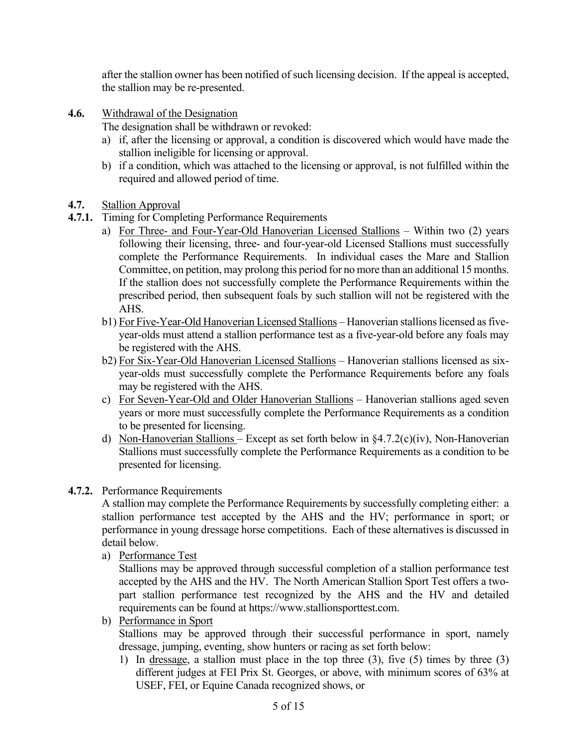after the stallion owner has been notified of such licensing decision. If the appeal is accepted, the stallion may be re-presented.

**4.6.** Withdrawal of the Designation

The designation shall be withdrawn or revoked:

a) if, after the licensing or approval, a condition is discovered which would have made the stallion ineligible for licensing or approval.

b) if a condition, which was attached to the licensing or approval, is not fulfilled within the required and allowed period of time.

**4.7.** Stallion Approval

**4.7.1.** Timing for Completing Performance Requirements

a) For Three- and Four-Year-Old Hanoverian Licensed Stallions – Within two (2) years following their licensing, three- and four-year-old Licensed Stallions must successfully complete the Performance Requirements. In individual cases the Mare and Stallion Committee, on petition, may prolong this period for no more than an additional 15 months. If the stallion does not successfully complete the Performance Requirements within the prescribed period, then subsequent foals by such stallion will not be registered with the AHS.

b1) For Five-Year-Old Hanoverian Licensed Stallions – Hanoverian stallions licensed as five-year-olds must attend a stallion performance test as a five-year-old before any foals may be registered with the AHS.

b2) For Six-Year-Old Hanoverian Licensed Stallions – Hanoverian stallions licensed as six-year-olds must successfully complete the Performance Requirements before any foals may be registered with the AHS.

c) For Seven-Year-Old and Older Hanoverian Stallions – Hanoverian stallions aged seven years or more must successfully complete the Performance Requirements as a condition to be presented for licensing.

d) Non-Hanoverian Stallions – Except as set forth below in §4.7.2(c)(iv), Non-Hanoverian Stallions must successfully complete the Performance Requirements as a condition to be presented for licensing.

**4.7.2.** Performance Requirements

A stallion may complete the Performance Requirements by successfully completing either: a stallion performance test accepted by the AHS and the HV; performance in sport; or performance in young dressage horse competitions. Each of these alternatives is discussed in detail below.

a) Performance Test

Stallions may be approved through successful completion of a stallion performance test accepted by the AHS and the HV. The North American Stallion Sport Test offers a two-part stallion performance test recognized by the AHS and the HV and detailed requirements can be found at https://www.stallionsporttest.com.

b) Performance in Sport

Stallions may be approved through their successful performance in sport, namely dressage, jumping, eventing, show hunters or racing as set forth below:

1) In dressage, a stallion must place in the top three (3), five (5) times by three (3) different judges at FEI Prix St. Georges, or above, with minimum scores of 63% at USEF, FEI, or Equine Canada recognized shows, or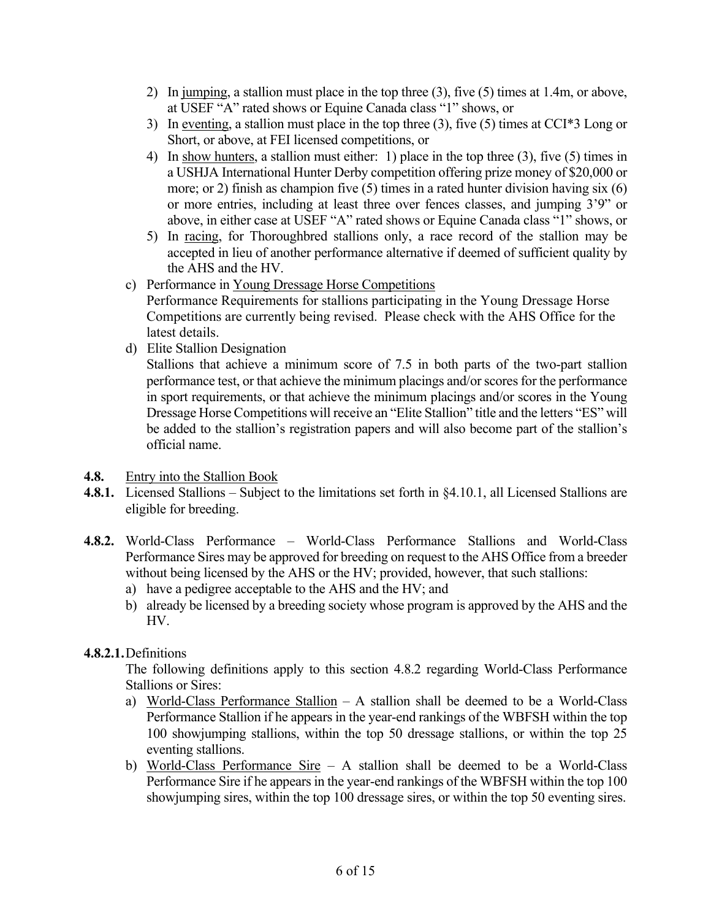2) In jumping, a stallion must place in the top three (3), five (5) times at 1.4m, or above, at USEF "A" rated shows or Equine Canada class "1" shows, or
3) In eventing, a stallion must place in the top three (3), five (5) times at CCI*3 Long or Short, or above, at FEI licensed competitions, or
4) In show hunters, a stallion must either: 1) place in the top three (3), five (5) times in a USHJA International Hunter Derby competition offering prize money of $20,000 or more; or 2) finish as champion five (5) times in a rated hunter division having six (6) or more entries, including at least three over fences classes, and jumping 3'9" or above, in either case at USEF "A" rated shows or Equine Canada class "1" shows, or
5) In racing, for Thoroughbred stallions only, a race record of the stallion may be accepted in lieu of another performance alternative if deemed of sufficient quality by the AHS and the HV.

c) Performance in Young Dressage Horse Competitions
Performance Requirements for stallions participating in the Young Dressage Horse Competitions are currently being revised. Please check with the AHS Office for the latest details.

d) Elite Stallion Designation
Stallions that achieve a minimum score of 7.5 in both parts of the two-part stallion performance test, or that achieve the minimum placings and/or scores for the performance in sport requirements, or that achieve the minimum placings and/or scores in the Young Dressage Horse Competitions will receive an "Elite Stallion" title and the letters "ES" will be added to the stallion's registration papers and will also become part of the stallion's official name.

**4.8.** Entry into the Stallion Book

**4.8.1.** Licensed Stallions – Subject to the limitations set forth in §4.10.1, all Licensed Stallions are eligible for breeding.

**4.8.2.** World-Class Performance – World-Class Performance Stallions and World-Class Performance Sires may be approved for breeding on request to the AHS Office from a breeder without being licensed by the AHS or the HV; provided, however, that such stallions:

a) have a pedigree acceptable to the AHS and the HV; and
b) already be licensed by a breeding society whose program is approved by the AHS and the HV.

**4.8.2.1.** Definitions

The following definitions apply to this section 4.8.2 regarding World-Class Performance Stallions or Sires:

a) World-Class Performance Stallion – A stallion shall be deemed to be a World-Class Performance Stallion if he appears in the year-end rankings of the WBFSH within the top 100 showjumping stallions, within the top 50 dressage stallions, or within the top 25 eventing stallions.
b) World-Class Performance Sire – A stallion shall be deemed to be a World-Class Performance Sire if he appears in the year-end rankings of the WBFSH within the top 100 showjumping sires, within the top 100 dressage sires, or within the top 50 eventing sires.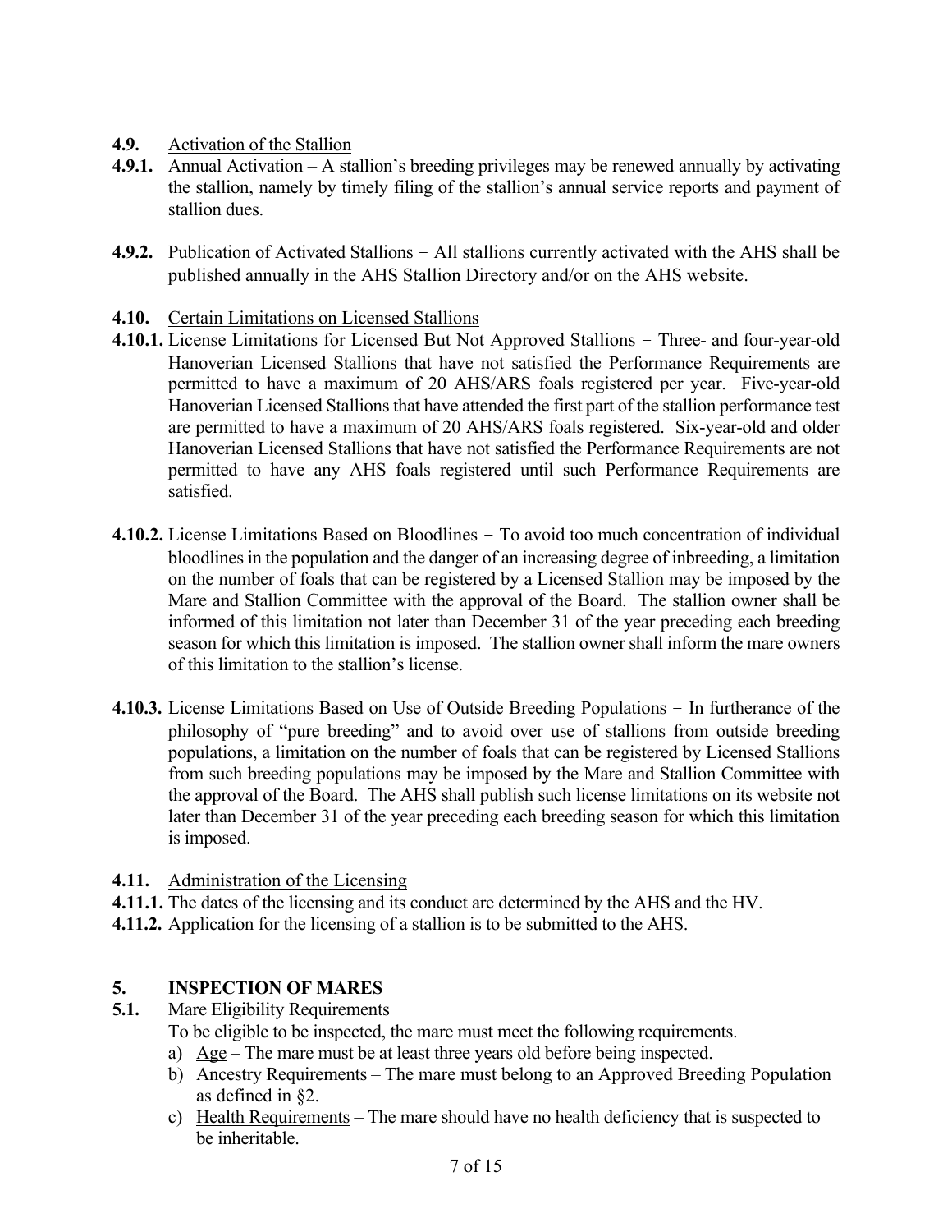**4.9.** Activation of the Stallion

**4.9.1.** Annual Activation – A stallion's breeding privileges may be renewed annually by activating the stallion, namely by timely filing of the stallion's annual service reports and payment of stallion dues.

**4.9.2.** Publication of Activated Stallions − All stallions currently activated with the AHS shall be published annually in the AHS Stallion Directory and/or on the AHS website.

**4.10.** Certain Limitations on Licensed Stallions

**4.10.1.** License Limitations for Licensed But Not Approved Stallions − Three- and four-year-old Hanoverian Licensed Stallions that have not satisfied the Performance Requirements are permitted to have a maximum of 20 AHS/ARS foals registered per year. Five-year-old Hanoverian Licensed Stallions that have attended the first part of the stallion performance test are permitted to have a maximum of 20 AHS/ARS foals registered. Six-year-old and older Hanoverian Licensed Stallions that have not satisfied the Performance Requirements are not permitted to have any AHS foals registered until such Performance Requirements are satisfied.

**4.10.2.** License Limitations Based on Bloodlines − To avoid too much concentration of individual bloodlines in the population and the danger of an increasing degree of inbreeding, a limitation on the number of foals that can be registered by a Licensed Stallion may be imposed by the Mare and Stallion Committee with the approval of the Board. The stallion owner shall be informed of this limitation not later than December 31 of the year preceding each breeding season for which this limitation is imposed. The stallion owner shall inform the mare owners of this limitation to the stallion's license.

**4.10.3.** License Limitations Based on Use of Outside Breeding Populations − In furtherance of the philosophy of "pure breeding" and to avoid over use of stallions from outside breeding populations, a limitation on the number of foals that can be registered by Licensed Stallions from such breeding populations may be imposed by the Mare and Stallion Committee with the approval of the Board. The AHS shall publish such license limitations on its website not later than December 31 of the year preceding each breeding season for which this limitation is imposed.

**4.11.** Administration of the Licensing

**4.11.1.** The dates of the licensing and its conduct are determined by the AHS and the HV.

**4.11.2.** Application for the licensing of a stallion is to be submitted to the AHS.

## 5. INSPECTION OF MARES

**5.1.** Mare Eligibility Requirements

To be eligible to be inspected, the mare must meet the following requirements.

a) Age – The mare must be at least three years old before being inspected.
b) Ancestry Requirements – The mare must belong to an Approved Breeding Population as defined in §2.
c) Health Requirements – The mare should have no health deficiency that is suspected to be inheritable.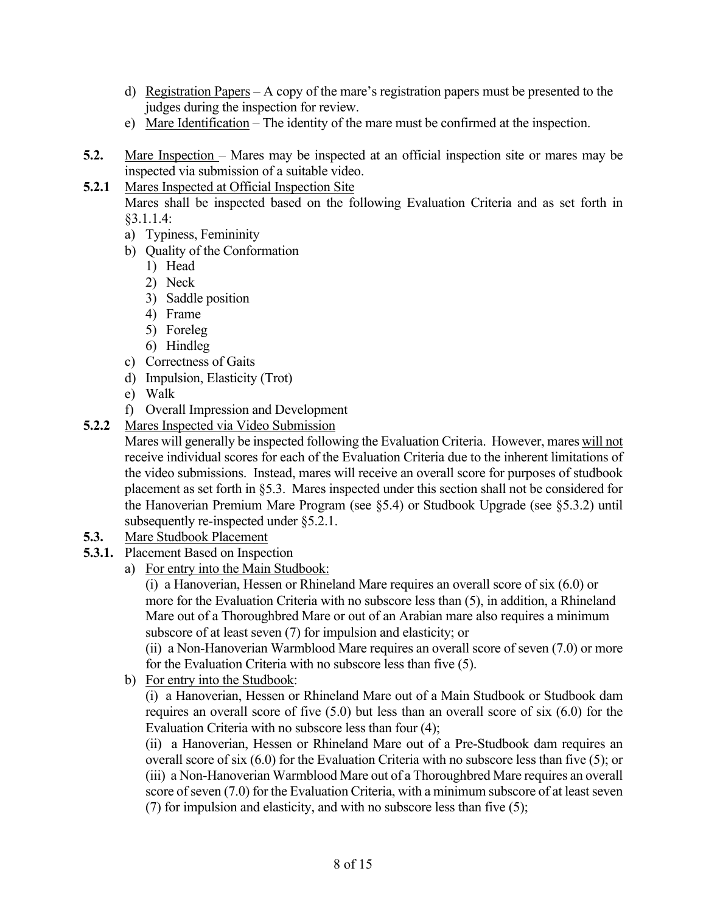d) Registration Papers – A copy of the mare's registration papers must be presented to the judges during the inspection for review.

e) Mare Identification – The identity of the mare must be confirmed at the inspection.

**5.2.** Mare Inspection – Mares may be inspected at an official inspection site or mares may be inspected via submission of a suitable video.

**5.2.1** Mares Inspected at Official Inspection Site

Mares shall be inspected based on the following Evaluation Criteria and as set forth in §3.1.1.4:

a) Typiness, Femininity
b) Quality of the Conformation
   1) Head
   2) Neck
   3) Saddle position
   4) Frame
   5) Foreleg
   6) Hindleg
c) Correctness of Gaits
d) Impulsion, Elasticity (Trot)
e) Walk
f) Overall Impression and Development

**5.2.2** Mares Inspected via Video Submission

Mares will generally be inspected following the Evaluation Criteria. However, mares will not receive individual scores for each of the Evaluation Criteria due to the inherent limitations of the video submissions. Instead, mares will receive an overall score for purposes of studbook placement as set forth in §5.3. Mares inspected under this section shall not be considered for the Hanoverian Premium Mare Program (see §5.4) or Studbook Upgrade (see §5.3.2) until subsequently re-inspected under §5.2.1.

**5.3.** Mare Studbook Placement

**5.3.1.** Placement Based on Inspection

a) For entry into the Main Studbook:

(i) a Hanoverian, Hessen or Rhineland Mare requires an overall score of six (6.0) or more for the Evaluation Criteria with no subscore less than (5), in addition, a Rhineland Mare out of a Thoroughbred Mare or out of an Arabian mare also requires a minimum subscore of at least seven (7) for impulsion and elasticity; or

(ii) a Non-Hanoverian Warmblood Mare requires an overall score of seven (7.0) or more for the Evaluation Criteria with no subscore less than five (5).

b) For entry into the Studbook:

(i) a Hanoverian, Hessen or Rhineland Mare out of a Main Studbook or Studbook dam requires an overall score of five (5.0) but less than an overall score of six (6.0) for the Evaluation Criteria with no subscore less than four (4);

(ii) a Hanoverian, Hessen or Rhineland Mare out of a Pre-Studbook dam requires an overall score of six (6.0) for the Evaluation Criteria with no subscore less than five (5); or

(iii) a Non-Hanoverian Warmblood Mare out of a Thoroughbred Mare requires an overall score of seven (7.0) for the Evaluation Criteria, with a minimum subscore of at least seven (7) for impulsion and elasticity, and with no subscore less than five (5);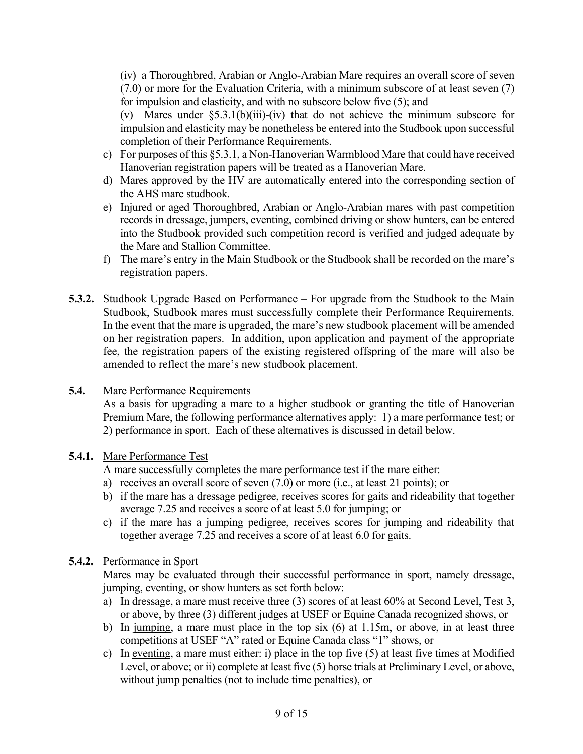(iv) a Thoroughbred, Arabian or Anglo-Arabian Mare requires an overall score of seven (7.0) or more for the Evaluation Criteria, with a minimum subscore of at least seven (7) for impulsion and elasticity, and with no subscore below five (5); and

(v) Mares under §5.3.1(b)(iii)-(iv) that do not achieve the minimum subscore for impulsion and elasticity may be nonetheless be entered into the Studbook upon successful completion of their Performance Requirements.

c) For purposes of this §5.3.1, a Non-Hanoverian Warmblood Mare that could have received Hanoverian registration papers will be treated as a Hanoverian Mare.

d) Mares approved by the HV are automatically entered into the corresponding section of the AHS mare studbook.

e) Injured or aged Thoroughbred, Arabian or Anglo-Arabian mares with past competition records in dressage, jumpers, eventing, combined driving or show hunters, can be entered into the Studbook provided such competition record is verified and judged adequate by the Mare and Stallion Committee.

f) The mare's entry in the Main Studbook or the Studbook shall be recorded on the mare's registration papers.

**5.3.2.** Studbook Upgrade Based on Performance – For upgrade from the Studbook to the Main Studbook, Studbook mares must successfully complete their Performance Requirements. In the event that the mare is upgraded, the mare's new studbook placement will be amended on her registration papers. In addition, upon application and payment of the appropriate fee, the registration papers of the existing registered offspring of the mare will also be amended to reflect the mare's new studbook placement.

**5.4.** Mare Performance Requirements

As a basis for upgrading a mare to a higher studbook or granting the title of Hanoverian Premium Mare, the following performance alternatives apply: 1) a mare performance test; or 2) performance in sport. Each of these alternatives is discussed in detail below.

**5.4.1.** Mare Performance Test

A mare successfully completes the mare performance test if the mare either:

a) receives an overall score of seven (7.0) or more (i.e., at least 21 points); or
b) if the mare has a dressage pedigree, receives scores for gaits and rideability that together average 7.25 and receives a score of at least 5.0 for jumping; or
c) if the mare has a jumping pedigree, receives scores for jumping and rideability that together average 7.25 and receives a score of at least 6.0 for gaits.

**5.4.2.** Performance in Sport

Mares may be evaluated through their successful performance in sport, namely dressage, jumping, eventing, or show hunters as set forth below:

a) In dressage, a mare must receive three (3) scores of at least 60% at Second Level, Test 3, or above, by three (3) different judges at USEF or Equine Canada recognized shows, or
b) In jumping, a mare must place in the top six (6) at 1.15m, or above, in at least three competitions at USEF "A" rated or Equine Canada class "1" shows, or
c) In eventing, a mare must either: i) place in the top five (5) at least five times at Modified Level, or above; or ii) complete at least five (5) horse trials at Preliminary Level, or above, without jump penalties (not to include time penalties), or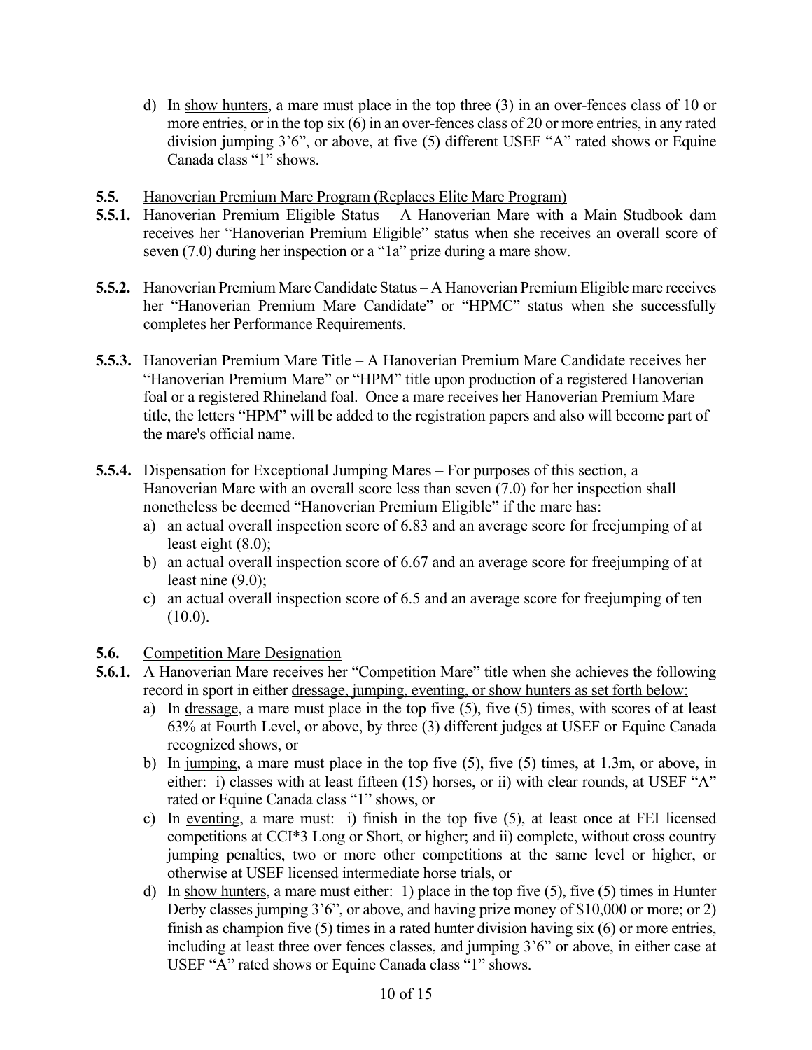d) In show hunters, a mare must place in the top three (3) in an over-fences class of 10 or more entries, or in the top six (6) in an over-fences class of 20 or more entries, in any rated division jumping 3'6", or above, at five (5) different USEF "A" rated shows or Equine Canada class "1" shows.

**5.5.** Hanoverian Premium Mare Program (Replaces Elite Mare Program)

**5.5.1.** Hanoverian Premium Eligible Status – A Hanoverian Mare with a Main Studbook dam receives her "Hanoverian Premium Eligible" status when she receives an overall score of seven (7.0) during her inspection or a "1a" prize during a mare show.

**5.5.2.** Hanoverian Premium Mare Candidate Status – A Hanoverian Premium Eligible mare receives her "Hanoverian Premium Mare Candidate" or "HPMC" status when she successfully completes her Performance Requirements.

**5.5.3.** Hanoverian Premium Mare Title – A Hanoverian Premium Mare Candidate receives her "Hanoverian Premium Mare" or "HPM" title upon production of a registered Hanoverian foal or a registered Rhineland foal. Once a mare receives her Hanoverian Premium Mare title, the letters "HPM" will be added to the registration papers and also will become part of the mare's official name.

**5.5.4.** Dispensation for Exceptional Jumping Mares – For purposes of this section, a Hanoverian Mare with an overall score less than seven (7.0) for her inspection shall nonetheless be deemed "Hanoverian Premium Eligible" if the mare has:

a) an actual overall inspection score of 6.83 and an average score for freejumping of at least eight (8.0);
b) an actual overall inspection score of 6.67 and an average score for freejumping of at least nine (9.0);
c) an actual overall inspection score of 6.5 and an average score for freejumping of ten (10.0).

**5.6.** Competition Mare Designation

**5.6.1.** A Hanoverian Mare receives her "Competition Mare" title when she achieves the following record in sport in either dressage, jumping, eventing, or show hunters as set forth below:

a) In dressage, a mare must place in the top five (5), five (5) times, with scores of at least 63% at Fourth Level, or above, by three (3) different judges at USEF or Equine Canada recognized shows, or
b) In jumping, a mare must place in the top five (5), five (5) times, at 1.3m, or above, in either: i) classes with at least fifteen (15) horses, or ii) with clear rounds, at USEF "A" rated or Equine Canada class "1" shows, or
c) In eventing, a mare must: i) finish in the top five (5), at least once at FEI licensed competitions at CCI*3 Long or Short, or higher; and ii) complete, without cross country jumping penalties, two or more other competitions at the same level or higher, or otherwise at USEF licensed intermediate horse trials, or
d) In show hunters, a mare must either: 1) place in the top five (5), five (5) times in Hunter Derby classes jumping 3'6", or above, and having prize money of $10,000 or more; or 2) finish as champion five (5) times in a rated hunter division having six (6) or more entries, including at least three over fences classes, and jumping 3'6" or above, in either case at USEF "A" rated shows or Equine Canada class "1" shows.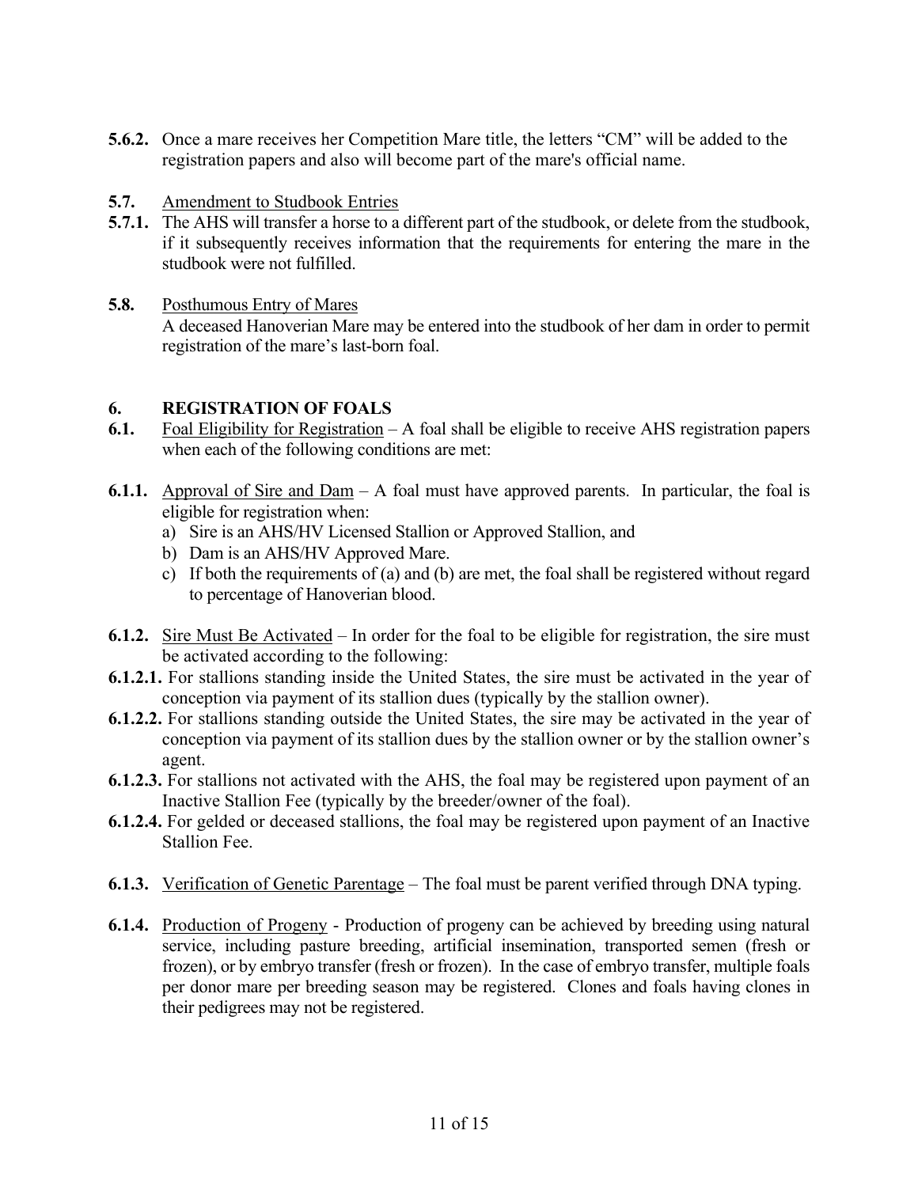**5.6.2.** Once a mare receives her Competition Mare title, the letters "CM" will be added to the registration papers and also will become part of the mare's official name.

**5.7.** Amendment to Studbook Entries

**5.7.1.** The AHS will transfer a horse to a different part of the studbook, or delete from the studbook, if it subsequently receives information that the requirements for entering the mare in the studbook were not fulfilled.

**5.8.** Posthumous Entry of Mares

A deceased Hanoverian Mare may be entered into the studbook of her dam in order to permit registration of the mare's last-born foal.

## 6. REGISTRATION OF FOALS

**6.1.** Foal Eligibility for Registration – A foal shall be eligible to receive AHS registration papers when each of the following conditions are met:

**6.1.1.** Approval of Sire and Dam – A foal must have approved parents. In particular, the foal is eligible for registration when:

a) Sire is an AHS/HV Licensed Stallion or Approved Stallion, and
b) Dam is an AHS/HV Approved Mare.
c) If both the requirements of (a) and (b) are met, the foal shall be registered without regard to percentage of Hanoverian blood.

**6.1.2.** Sire Must Be Activated – In order for the foal to be eligible for registration, the sire must be activated according to the following:

**6.1.2.1.** For stallions standing inside the United States, the sire must be activated in the year of conception via payment of its stallion dues (typically by the stallion owner).

**6.1.2.2.** For stallions standing outside the United States, the sire may be activated in the year of conception via payment of its stallion dues by the stallion owner or by the stallion owner's agent.

**6.1.2.3.** For stallions not activated with the AHS, the foal may be registered upon payment of an Inactive Stallion Fee (typically by the breeder/owner of the foal).

**6.1.2.4.** For gelded or deceased stallions, the foal may be registered upon payment of an Inactive Stallion Fee.

**6.1.3.** Verification of Genetic Parentage – The foal must be parent verified through DNA typing.

**6.1.4.** Production of Progeny - Production of progeny can be achieved by breeding using natural service, including pasture breeding, artificial insemination, transported semen (fresh or frozen), or by embryo transfer (fresh or frozen). In the case of embryo transfer, multiple foals per donor mare per breeding season may be registered. Clones and foals having clones in their pedigrees may not be registered.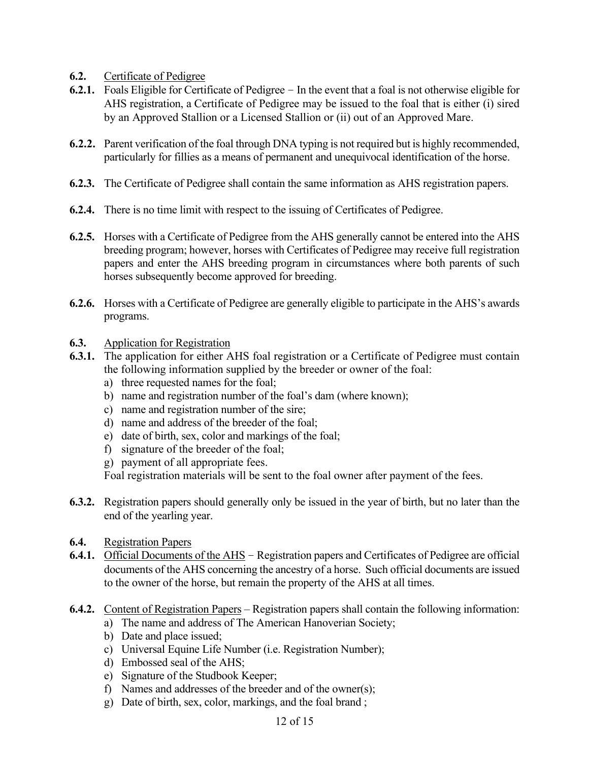**6.2.** <u>Certificate of Pedigree</u>

**6.2.1.** Foals Eligible for Certificate of Pedigree − In the event that a foal is not otherwise eligible for AHS registration, a Certificate of Pedigree may be issued to the foal that is either (i) sired by an Approved Stallion or a Licensed Stallion or (ii) out of an Approved Mare.

**6.2.2.** Parent verification of the foal through DNA typing is not required but is highly recommended, particularly for fillies as a means of permanent and unequivocal identification of the horse.

**6.2.3.** The Certificate of Pedigree shall contain the same information as AHS registration papers.

**6.2.4.** There is no time limit with respect to the issuing of Certificates of Pedigree.

**6.2.5.** Horses with a Certificate of Pedigree from the AHS generally cannot be entered into the AHS breeding program; however, horses with Certificates of Pedigree may receive full registration papers and enter the AHS breeding program in circumstances where both parents of such horses subsequently become approved for breeding.

**6.2.6.** Horses with a Certificate of Pedigree are generally eligible to participate in the AHS's awards programs.

**6.3.** <u>Application for Registration</u>

**6.3.1.** The application for either AHS foal registration or a Certificate of Pedigree must contain the following information supplied by the breeder or owner of the foal:

a) three requested names for the foal;
b) name and registration number of the foal's dam (where known);
c) name and registration number of the sire;
d) name and address of the breeder of the foal;
e) date of birth, sex, color and markings of the foal;
f) signature of the breeder of the foal;
g) payment of all appropriate fees.

Foal registration materials will be sent to the foal owner after payment of the fees.

**6.3.2.** Registration papers should generally only be issued in the year of birth, but no later than the end of the yearling year.

**6.4.** <u>Registration Papers</u>

**6.4.1.** <u>Official Documents of the AHS</u> − Registration papers and Certificates of Pedigree are official documents of the AHS concerning the ancestry of a horse. Such official documents are issued to the owner of the horse, but remain the property of the AHS at all times.

**6.4.2.** <u>Content of Registration Papers</u> – Registration papers shall contain the following information:

a) The name and address of The American Hanoverian Society;
b) Date and place issued;
c) Universal Equine Life Number (i.e. Registration Number);
d) Embossed seal of the AHS;
e) Signature of the Studbook Keeper;
f) Names and addresses of the breeder and of the owner(s);
g) Date of birth, sex, color, markings, and the foal brand ;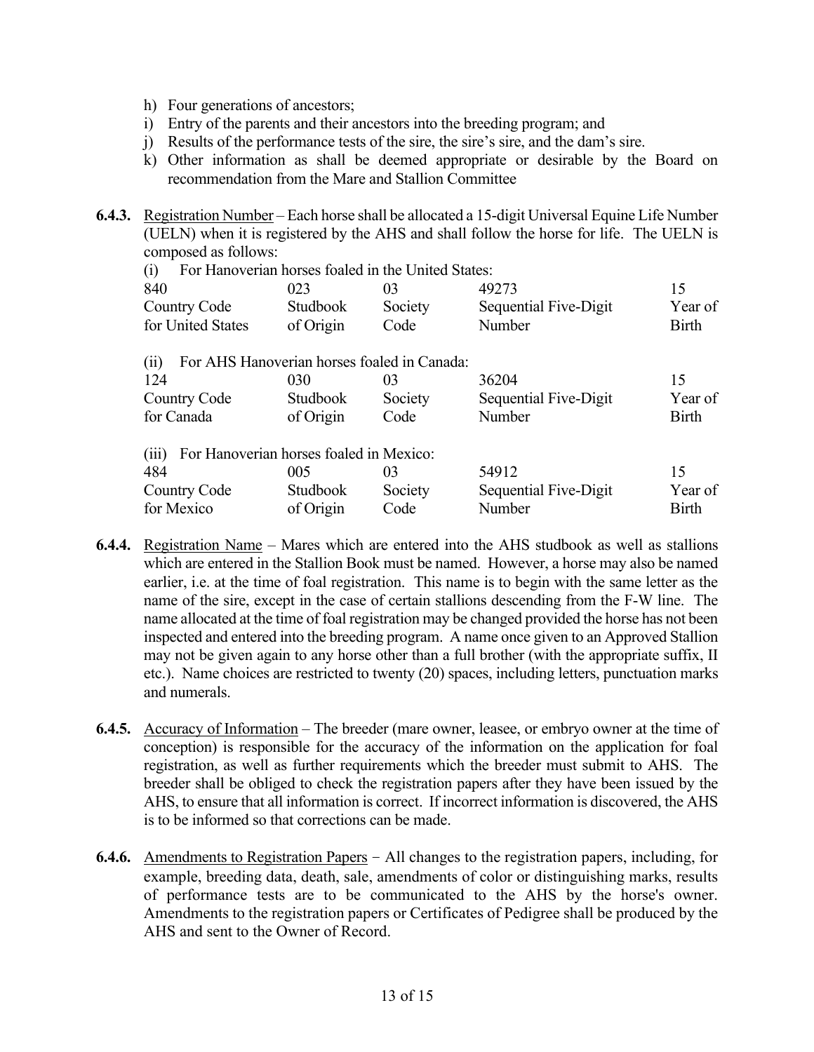h) Four generations of ancestors;
i) Entry of the parents and their ancestors into the breeding program; and
j) Results of the performance tests of the sire, the sire's sire, and the dam's sire.
k) Other information as shall be deemed appropriate or desirable by the Board on recommendation from the Mare and Stallion Committee

**6.4.3.** Registration Number – Each horse shall be allocated a 15-digit Universal Equine Life Number (UELN) when it is registered by the AHS and shall follow the horse for life. The UELN is composed as follows:

(i) For Hanoverian horses foaled in the United States:

| 840 | 023 | 03 | 49273 | 15 |
|---|---|---|---|---|
| Country Code for United States | Studbook of Origin | Society Code | Sequential Five-Digit Number | Year of Birth |

(ii) For AHS Hanoverian horses foaled in Canada:

| 124 | 030 | 03 | 36204 | 15 |
|---|---|---|---|---|
| Country Code for Canada | Studbook of Origin | Society Code | Sequential Five-Digit Number | Year of Birth |

(iii) For Hanoverian horses foaled in Mexico:

| 484 | 005 | 03 | 54912 | 15 |
|---|---|---|---|---|
| Country Code for Mexico | Studbook of Origin | Society Code | Sequential Five-Digit Number | Year of Birth |

**6.4.4.** Registration Name – Mares which are entered into the AHS studbook as well as stallions which are entered in the Stallion Book must be named. However, a horse may also be named earlier, i.e. at the time of foal registration. This name is to begin with the same letter as the name of the sire, except in the case of certain stallions descending from the F-W line. The name allocated at the time of foal registration may be changed provided the horse has not been inspected and entered into the breeding program. A name once given to an Approved Stallion may not be given again to any horse other than a full brother (with the appropriate suffix, II etc.). Name choices are restricted to twenty (20) spaces, including letters, punctuation marks and numerals.

**6.4.5.** Accuracy of Information – The breeder (mare owner, leasee, or embryo owner at the time of conception) is responsible for the accuracy of the information on the application for foal registration, as well as further requirements which the breeder must submit to AHS. The breeder shall be obliged to check the registration papers after they have been issued by the AHS, to ensure that all information is correct. If incorrect information is discovered, the AHS is to be informed so that corrections can be made.

**6.4.6.** Amendments to Registration Papers − All changes to the registration papers, including, for example, breeding data, death, sale, amendments of color or distinguishing marks, results of performance tests are to be communicated to the AHS by the horse's owner. Amendments to the registration papers or Certificates of Pedigree shall be produced by the AHS and sent to the Owner of Record.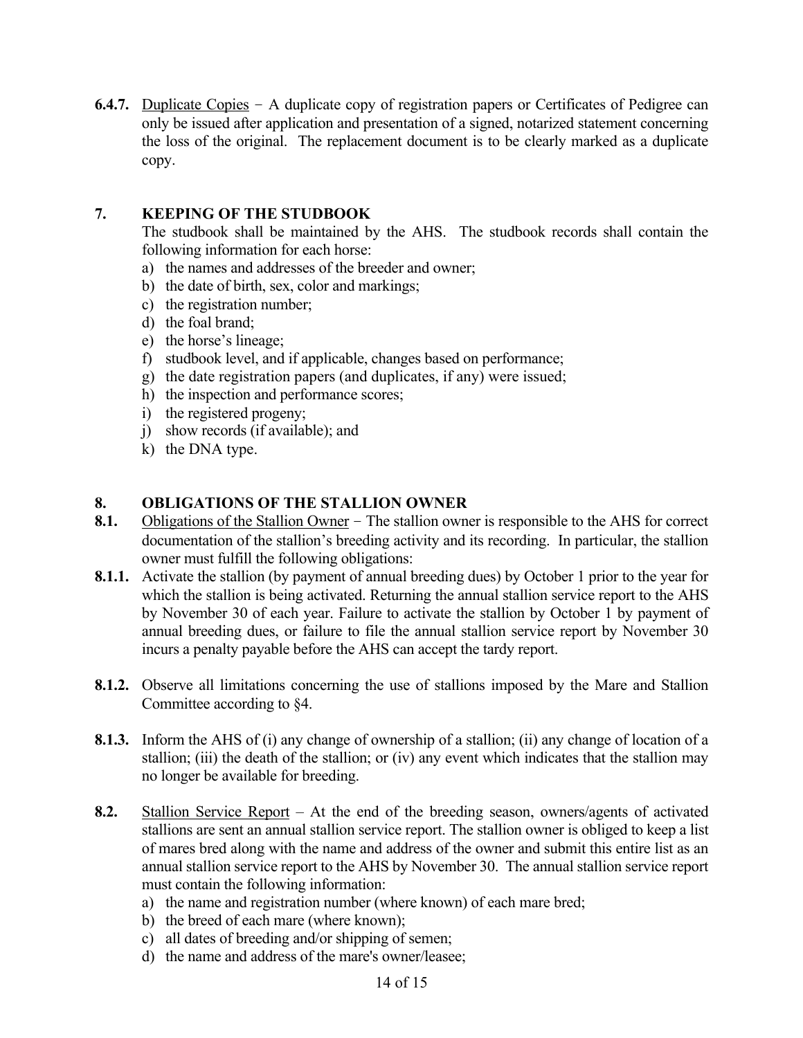**6.4.7.** Duplicate Copies − A duplicate copy of registration papers or Certificates of Pedigree can only be issued after application and presentation of a signed, notarized statement concerning the loss of the original. The replacement document is to be clearly marked as a duplicate copy.

## 7. KEEPING OF THE STUDBOOK

The studbook shall be maintained by the AHS. The studbook records shall contain the following information for each horse:

a) the names and addresses of the breeder and owner;
b) the date of birth, sex, color and markings;
c) the registration number;
d) the foal brand;
e) the horse's lineage;
f) studbook level, and if applicable, changes based on performance;
g) the date registration papers (and duplicates, if any) were issued;
h) the inspection and performance scores;
i) the registered progeny;
j) show records (if available); and
k) the DNA type.

## 8. OBLIGATIONS OF THE STALLION OWNER

**8.1.** Obligations of the Stallion Owner − The stallion owner is responsible to the AHS for correct documentation of the stallion's breeding activity and its recording. In particular, the stallion owner must fulfill the following obligations:

**8.1.1.** Activate the stallion (by payment of annual breeding dues) by October 1 prior to the year for which the stallion is being activated. Returning the annual stallion service report to the AHS by November 30 of each year. Failure to activate the stallion by October 1 by payment of annual breeding dues, or failure to file the annual stallion service report by November 30 incurs a penalty payable before the AHS can accept the tardy report.

**8.1.2.** Observe all limitations concerning the use of stallions imposed by the Mare and Stallion Committee according to §4.

**8.1.3.** Inform the AHS of (i) any change of ownership of a stallion; (ii) any change of location of a stallion; (iii) the death of the stallion; or (iv) any event which indicates that the stallion may no longer be available for breeding.

**8.2.** Stallion Service Report – At the end of the breeding season, owners/agents of activated stallions are sent an annual stallion service report. The stallion owner is obliged to keep a list of mares bred along with the name and address of the owner and submit this entire list as an annual stallion service report to the AHS by November 30. The annual stallion service report must contain the following information:

a) the name and registration number (where known) of each mare bred;
b) the breed of each mare (where known);
c) all dates of breeding and/or shipping of semen;
d) the name and address of the mare's owner/leasee;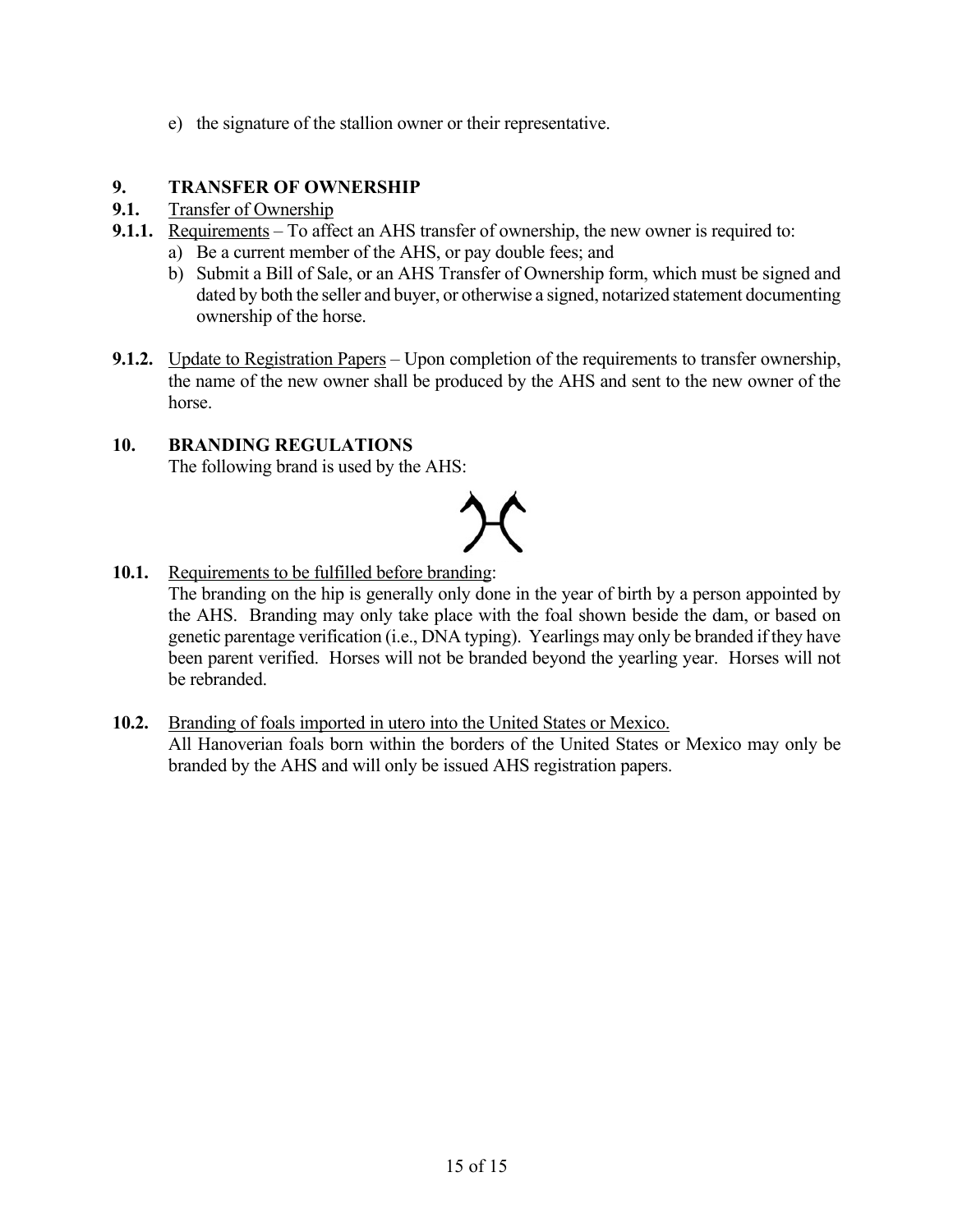e) the signature of the stallion owner or their representative.

## 9. TRANSFER OF OWNERSHIP

**9.1.** Transfer of Ownership

**9.1.1.** Requirements – To affect an AHS transfer of ownership, the new owner is required to:

a) Be a current member of the AHS, or pay double fees; and
b) Submit a Bill of Sale, or an AHS Transfer of Ownership form, which must be signed and dated by both the seller and buyer, or otherwise a signed, notarized statement documenting ownership of the horse.

**9.1.2.** Update to Registration Papers – Upon completion of the requirements to transfer ownership, the name of the new owner shall be produced by the AHS and sent to the new owner of the horse.

## 10. BRANDING REGULATIONS

The following brand is used by the AHS:

**10.1.** Requirements to be fulfilled before branding:

The branding on the hip is generally only done in the year of birth by a person appointed by the AHS. Branding may only take place with the foal shown beside the dam, or based on genetic parentage verification (i.e., DNA typing). Yearlings may only be branded if they have been parent verified. Horses will not be branded beyond the yearling year. Horses will not be rebranded.

**10.2.** Branding of foals imported in utero into the United States or Mexico.

All Hanoverian foals born within the borders of the United States or Mexico may only be branded by the AHS and will only be issued AHS registration papers.